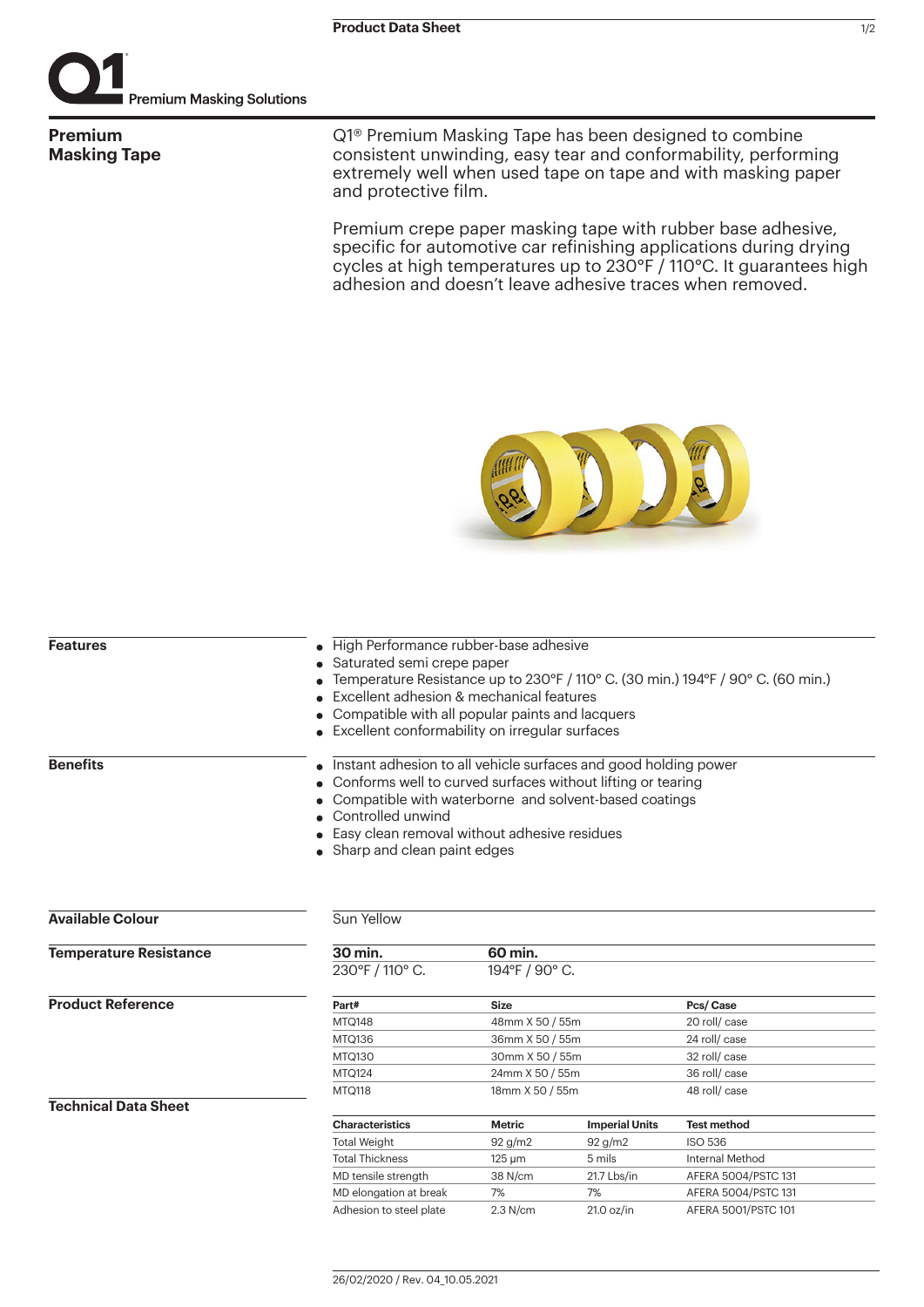Q1 Premium Masking Solutions

# Product Data Sheet

## Premium Masking Tape

Q1® Premium Masking Tape has been designed to combine consistent unwinding, easy tear and conformability, performing extremely well when used tape on tape and with masking paper and protective film.

Premium crepe paper masking tape with rubber base adhesive, specific for automotive car refinishing applications during drying cycles at high temperatures up to 230°F / 110°C. It guarantees high adhesion and doesn't leave adhesive traces when removed.

### Features

- High Performance rubber-base adhesive
- Saturated semi crepe paper
- Temperature Resistance up to 230°F / 110° C. (30 min.) 194°F / 90° C. (60 min.)
- Excellent adhesion & mechanical features
- Compatible with all popular paints and lacquers
- Excellent conformability on irregular surfaces

### Benefits

- Instant adhesion to all vehicle surfaces and good holding power
- Conforms well to curved surfaces without lifting or tearing
- Compatible with waterborne and solvent-based coatings
- Controlled unwind
- Easy clean removal without adhesive residues
- Sharp and clean paint edges

### Available Colour

Sun Yellow

### Temperature Resistance

| 30 min. | 60 min. |
|---|---|
| 230°F / 110° C. | 194°F / 90° C. |

### Product Reference

| Part# | Size | Pcs/ Case |
|---|---|---|
| MTQ148 | 48mm X 50 / 55m | 20 roll/ case |
| MTQ136 | 36mm X 50 / 55m | 24 roll/ case |
| MTQ130 | 30mm X 50 / 55m | 32 roll/ case |
| MTQ124 | 24mm X 50 / 55m | 36 roll/ case |
| MTQ118 | 18mm X 50 / 55m | 48 roll/ case |

### Technical Data Sheet

| Characteristics | Metric | Imperial Units | Test method |
|---|---|---|---|
| Total Weight | 92 g/m2 | 92 g/m2 | ISO 536 |
| Total Thickness | 125 µm | 5 mils | Internal Method |
| MD tensile strength | 38 N/cm | 21.7 Lbs/in | AFERA 5004/PSTC 131 |
| MD elongation at break | 7% | 7% | AFERA 5004/PSTC 131 |
| Adhesion to steel plate | 2.3 N/cm | 21.0 oz/in | AFERA 5001/PSTC 101 |

26/02/2020 / Rev. 04_10.05.2021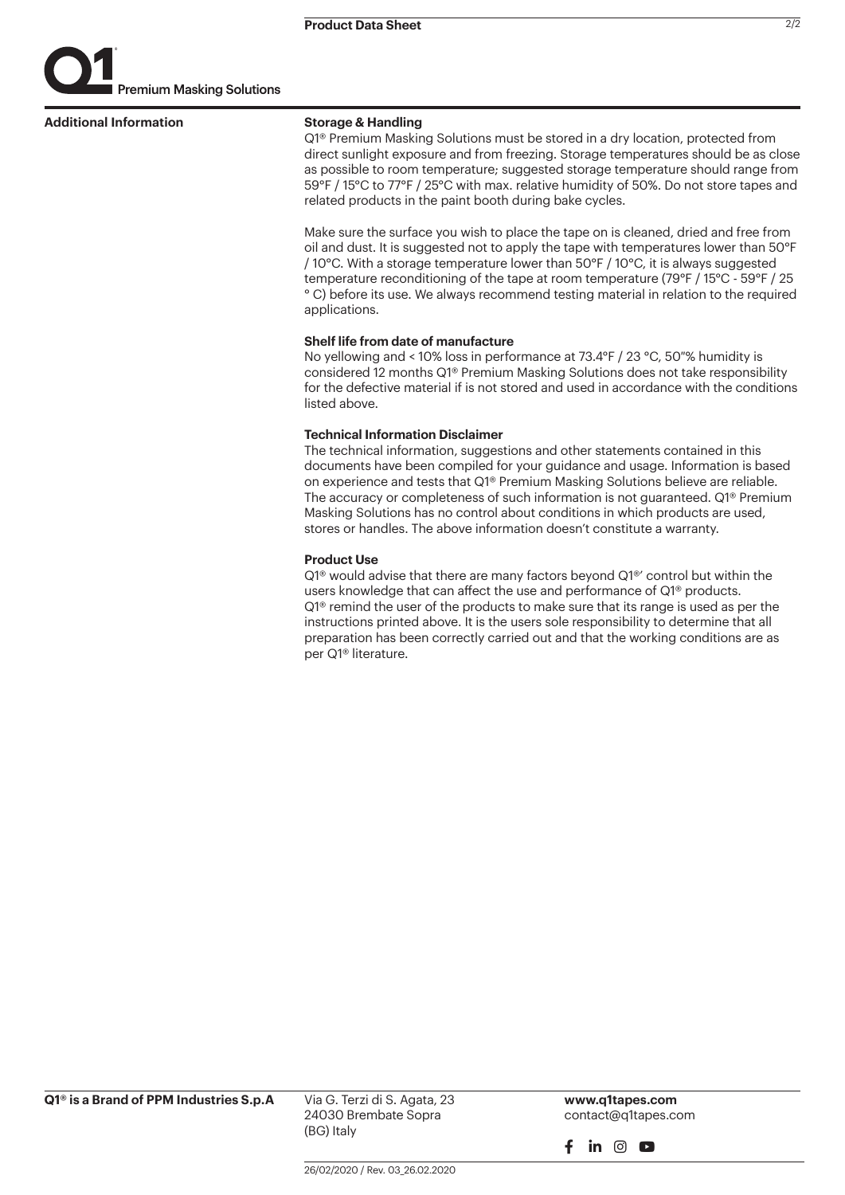## Additional Information

### Storage & Handling

Q1® Premium Masking Solutions must be stored in a dry location, protected from direct sunlight exposure and from freezing. Storage temperatures should be as close as possible to room temperature; suggested storage temperature should range from 59°F / 15°C to 77°F / 25°C with max. relative humidity of 50%. Do not store tapes and related products in the paint booth during bake cycles.

Make sure the surface you wish to place the tape on is cleaned, dried and free from oil and dust. It is suggested not to apply the tape with temperatures lower than 50°F / 10°C. With a storage temperature lower than 50°F / 10°C, it is always suggested temperature reconditioning of the tape at room temperature (79°F / 15°C - 59°F / 25 ° C) before its use. We always recommend testing material in relation to the required applications.

### Shelf life from date of manufacture

No yellowing and < 10% loss in performance at 73.4°F / 23 °C, 50"% humidity is considered 12 months Q1® Premium Masking Solutions does not take responsibility for the defective material if is not stored and used in accordance with the conditions listed above.

### Technical Information Disclaimer

The technical information, suggestions and other statements contained in this documents have been compiled for your guidance and usage. Information is based on experience and tests that Q1® Premium Masking Solutions believe are reliable. The accuracy or completeness of such information is not guaranteed. Q1® Premium Masking Solutions has no control about conditions in which products are used, stores or handles. The above information doesn't constitute a warranty.

### Product Use

Q1® would advise that there are many factors beyond Q1®' control but within the users knowledge that can affect the use and performance of Q1® products. Q1® remind the user of the products to make sure that its range is used as per the instructions printed above. It is the users sole responsibility to determine that all preparation has been correctly carried out and that the working conditions are as per Q1® literature.

**Q1® is a Brand of PPM Industries S.p.A**

Via G. Terzi di S. Agata, 23
24030 Brembate Sopra
(BG) Italy

**www.q1tapes.com**
contact@q1tapes.com

26/02/2020 / Rev. 03_26.02.2020